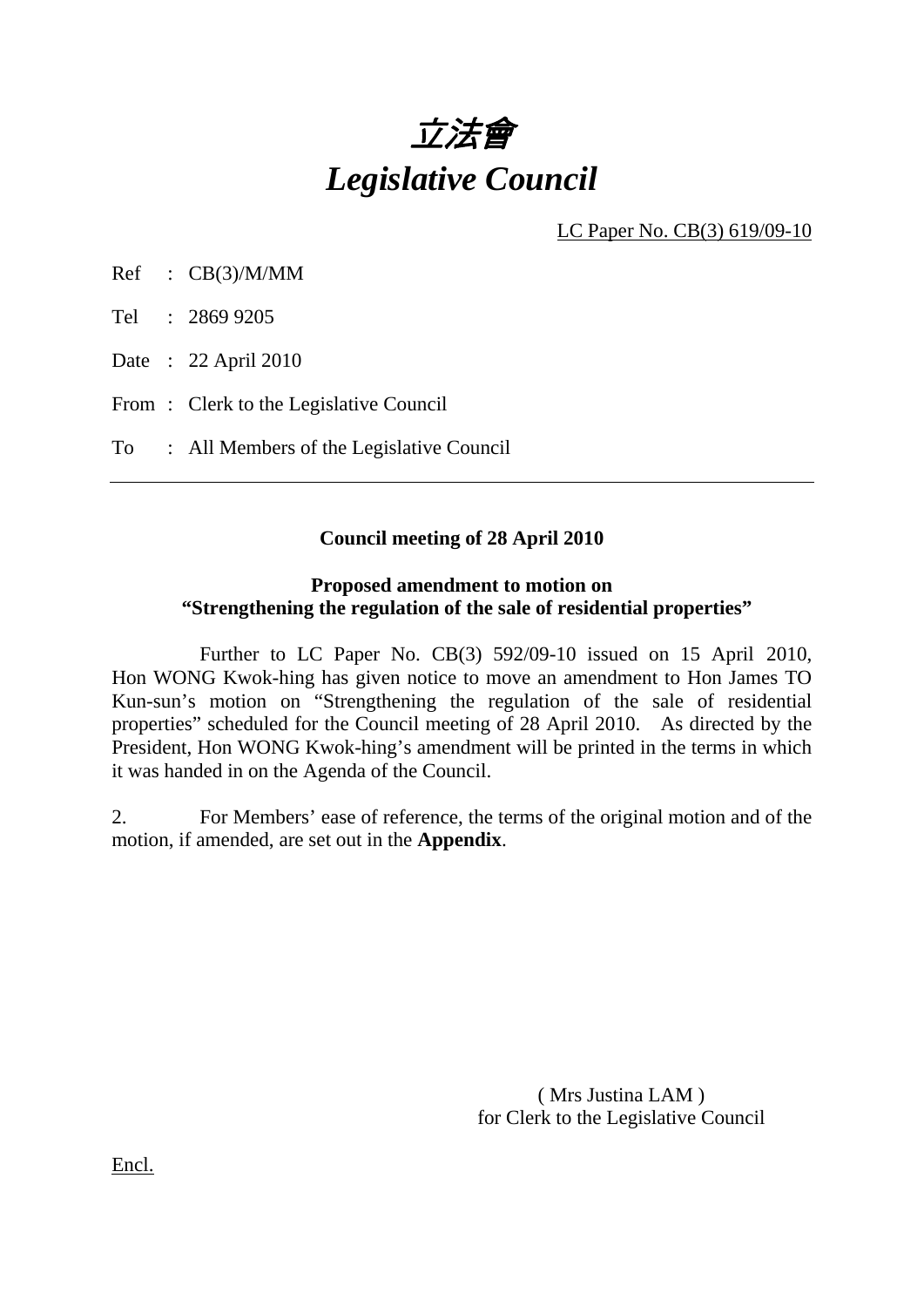# *立法會*
# *Legislative Council*

LC Paper No. CB(3) 619/09-10

Ref : CB(3)/M/MM

Tel : 2869 9205

Date : 22 April 2010

From : Clerk to the Legislative Council

To : All Members of the Legislative Council

---

**Council meeting of 28 April 2010**

**Proposed amendment to motion on**
**"Strengthening the regulation of the sale of residential properties"**

Further to LC Paper No. CB(3) 592/09-10 issued on 15 April 2010, Hon WONG Kwok-hing has given notice to move an amendment to Hon James TO Kun-sun's motion on "Strengthening the regulation of the sale of residential properties" scheduled for the Council meeting of 28 April 2010. As directed by the President, Hon WONG Kwok-hing's amendment will be printed in the terms in which it was handed in on the Agenda of the Council.

2. For Members' ease of reference, the terms of the original motion and of the motion, if amended, are set out in the **Appendix**.

( Mrs Justina LAM )
for Clerk to the Legislative Council

Encl.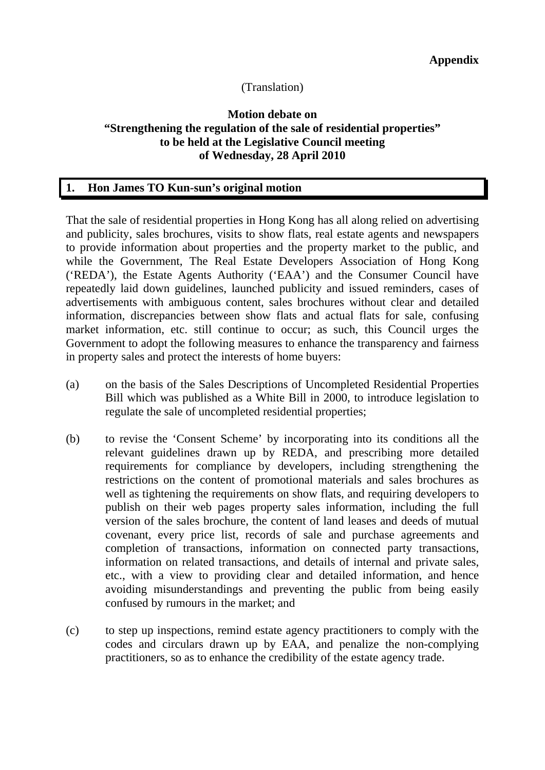**Appendix**

(Translation)

**Motion debate on**
**"Strengthening the regulation of the sale of residential properties"**
**to be held at the Legislative Council meeting**
**of Wednesday, 28 April 2010**

## 1. Hon James TO Kun-sun's original motion

That the sale of residential properties in Hong Kong has all along relied on advertising and publicity, sales brochures, visits to show flats, real estate agents and newspapers to provide information about properties and the property market to the public, and while the Government, The Real Estate Developers Association of Hong Kong ('REDA'), the Estate Agents Authority ('EAA') and the Consumer Council have repeatedly laid down guidelines, launched publicity and issued reminders, cases of advertisements with ambiguous content, sales brochures without clear and detailed information, discrepancies between show flats and actual flats for sale, confusing market information, etc. still continue to occur; as such, this Council urges the Government to adopt the following measures to enhance the transparency and fairness in property sales and protect the interests of home buyers:

(a) on the basis of the Sales Descriptions of Uncompleted Residential Properties Bill which was published as a White Bill in 2000, to introduce legislation to regulate the sale of uncompleted residential properties;

(b) to revise the 'Consent Scheme' by incorporating into its conditions all the relevant guidelines drawn up by REDA, and prescribing more detailed requirements for compliance by developers, including strengthening the restrictions on the content of promotional materials and sales brochures as well as tightening the requirements on show flats, and requiring developers to publish on their web pages property sales information, including the full version of the sales brochure, the content of land leases and deeds of mutual covenant, every price list, records of sale and purchase agreements and completion of transactions, information on connected party transactions, information on related transactions, and details of internal and private sales, etc., with a view to providing clear and detailed information, and hence avoiding misunderstandings and preventing the public from being easily confused by rumours in the market; and

(c) to step up inspections, remind estate agency practitioners to comply with the codes and circulars drawn up by EAA, and penalize the non-complying practitioners, so as to enhance the credibility of the estate agency trade.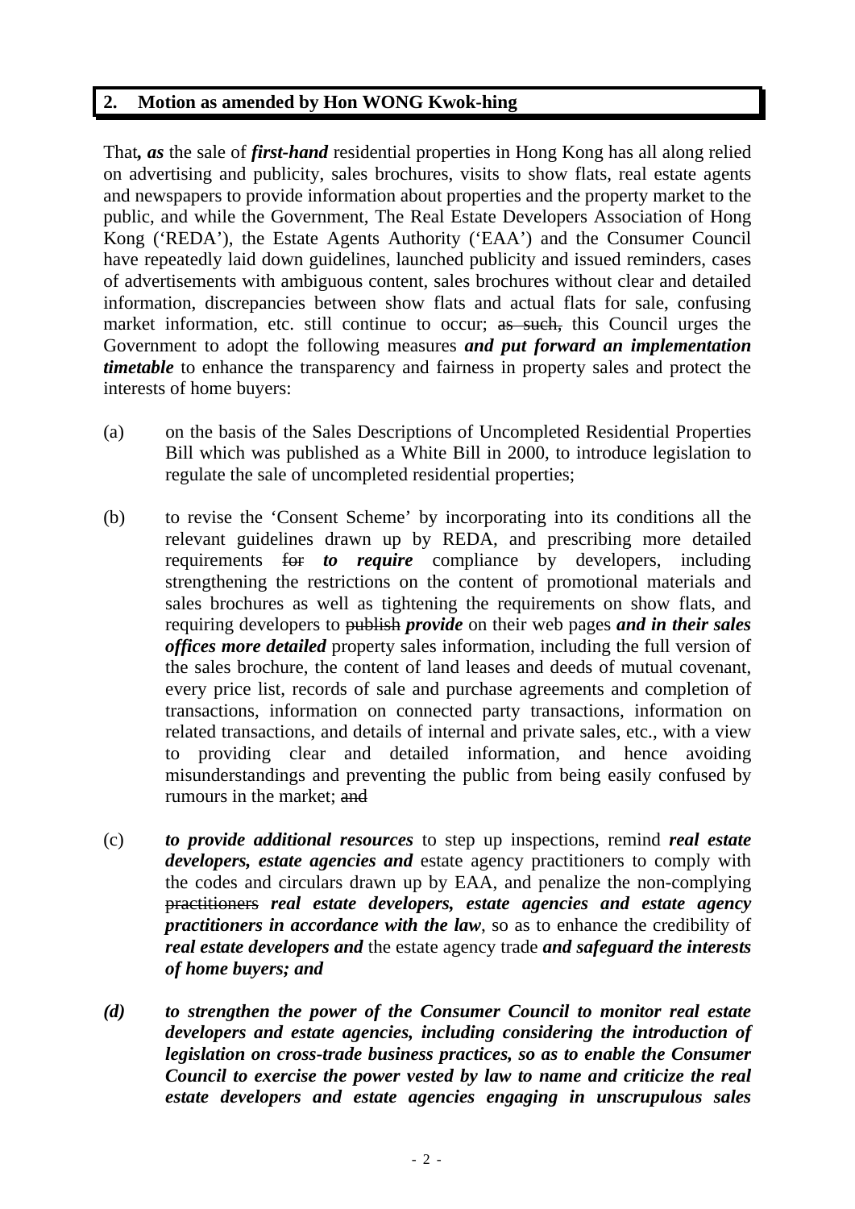## 2. Motion as amended by Hon WONG Kwok-hing

That***, as*** the sale of ***first-hand*** residential properties in Hong Kong has all along relied on advertising and publicity, sales brochures, visits to show flats, real estate agents and newspapers to provide information about properties and the property market to the public, and while the Government, The Real Estate Developers Association of Hong Kong ('REDA'), the Estate Agents Authority ('EAA') and the Consumer Council have repeatedly laid down guidelines, launched publicity and issued reminders, cases of advertisements with ambiguous content, sales brochures without clear and detailed information, discrepancies between show flats and actual flats for sale, confusing market information, etc. still continue to occur; ~~as such,~~ this Council urges the Government to adopt the following measures ***and put forward an implementation timetable*** to enhance the transparency and fairness in property sales and protect the interests of home buyers:

(a) on the basis of the Sales Descriptions of Uncompleted Residential Properties Bill which was published as a White Bill in 2000, to introduce legislation to regulate the sale of uncompleted residential properties;

(b) to revise the 'Consent Scheme' by incorporating into its conditions all the relevant guidelines drawn up by REDA, and prescribing more detailed requirements ~~for~~ ***to require*** compliance by developers, including strengthening the restrictions on the content of promotional materials and sales brochures as well as tightening the requirements on show flats, and requiring developers to ~~publish~~ ***provide*** on their web pages ***and in their sales offices more detailed*** property sales information, including the full version of the sales brochure, the content of land leases and deeds of mutual covenant, every price list, records of sale and purchase agreements and completion of transactions, information on connected party transactions, information on related transactions, and details of internal and private sales, etc., with a view to providing clear and detailed information, and hence avoiding misunderstandings and preventing the public from being easily confused by rumours in the market; ~~and~~

(c) ***to provide additional resources*** to step up inspections, remind ***real estate developers, estate agencies and*** estate agency practitioners to comply with the codes and circulars drawn up by EAA, and penalize the non-complying ~~practitioners~~ ***real estate developers, estate agencies and estate agency practitioners in accordance with the law***, so as to enhance the credibility of ***real estate developers and*** the estate agency trade ***and safeguard the interests of home buyers; and***

***(d) to strengthen the power of the Consumer Council to monitor real estate developers and estate agencies, including considering the introduction of legislation on cross-trade business practices, so as to enable the Consumer Council to exercise the power vested by law to name and criticize the real estate developers and estate agencies engaging in unscrupulous sales***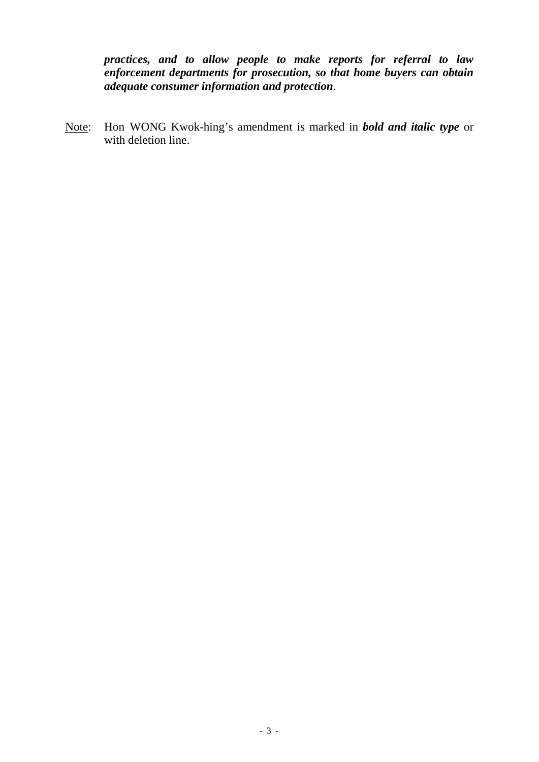***practices, and to allow people to make reports for referral to law enforcement departments for prosecution, so that home buyers can obtain adequate consumer information and protection***.

Note: Hon WONG Kwok-hing's amendment is marked in ***bold and italic type*** or with deletion line.